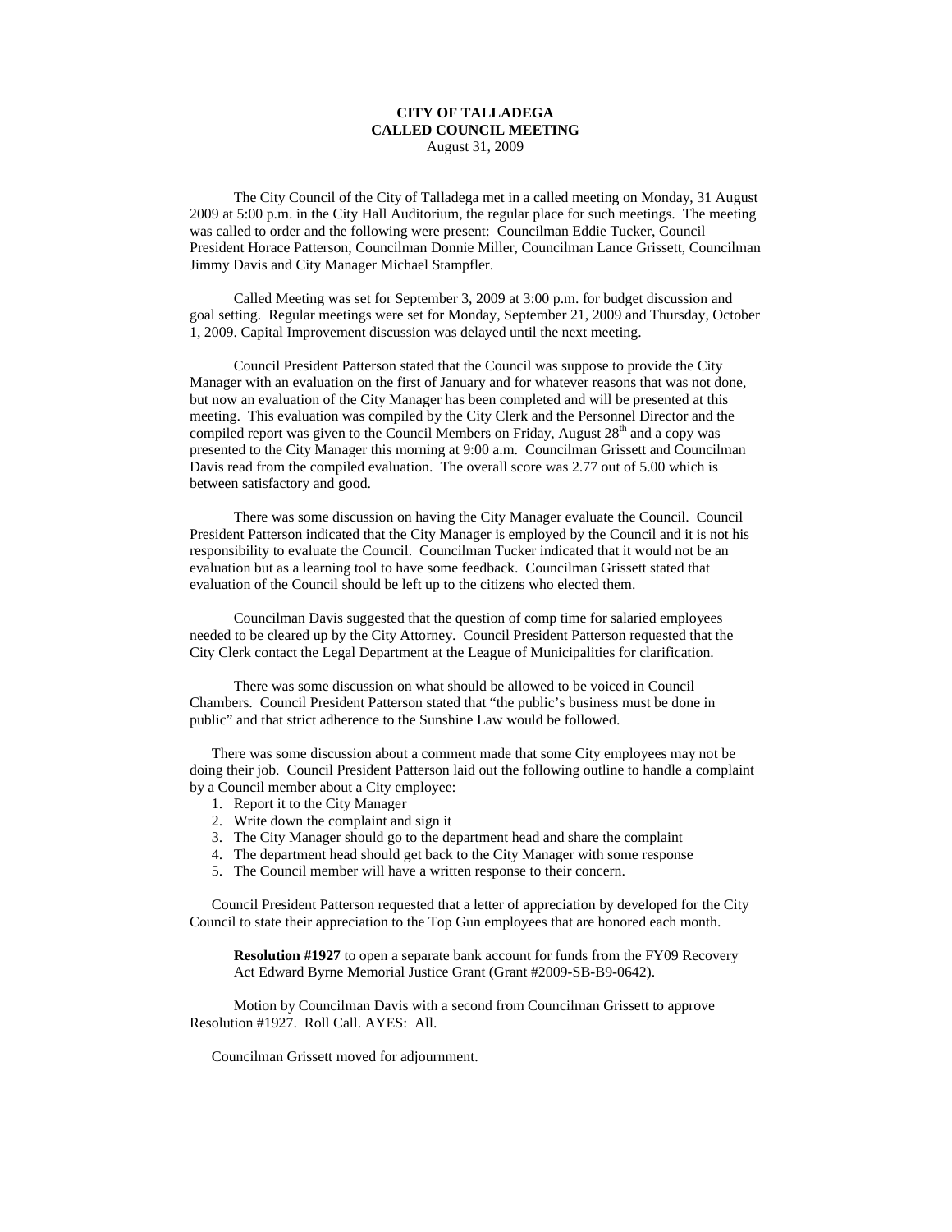# CITY OF TALLADEGA
## CALLED COUNCIL MEETING
August 31, 2009

The City Council of the City of Talladega met in a called meeting on Monday, 31 August 2009 at 5:00 p.m. in the City Hall Auditorium, the regular place for such meetings. The meeting was called to order and the following were present: Councilman Eddie Tucker, Council President Horace Patterson, Councilman Donnie Miller, Councilman Lance Grissett, Councilman Jimmy Davis and City Manager Michael Stampfler.

Called Meeting was set for September 3, 2009 at 3:00 p.m. for budget discussion and goal setting. Regular meetings were set for Monday, September 21, 2009 and Thursday, October 1, 2009. Capital Improvement discussion was delayed until the next meeting.

Council President Patterson stated that the Council was suppose to provide the City Manager with an evaluation on the first of January and for whatever reasons that was not done, but now an evaluation of the City Manager has been completed and will be presented at this meeting. This evaluation was compiled by the City Clerk and the Personnel Director and the compiled report was given to the Council Members on Friday, August 28th and a copy was presented to the City Manager this morning at 9:00 a.m. Councilman Grissett and Councilman Davis read from the compiled evaluation. The overall score was 2.77 out of 5.00 which is between satisfactory and good.

There was some discussion on having the City Manager evaluate the Council. Council President Patterson indicated that the City Manager is employed by the Council and it is not his responsibility to evaluate the Council. Councilman Tucker indicated that it would not be an evaluation but as a learning tool to have some feedback. Councilman Grissett stated that evaluation of the Council should be left up to the citizens who elected them.

Councilman Davis suggested that the question of comp time for salaried employees needed to be cleared up by the City Attorney. Council President Patterson requested that the City Clerk contact the Legal Department at the League of Municipalities for clarification.

There was some discussion on what should be allowed to be voiced in Council Chambers. Council President Patterson stated that "the public's business must be done in public" and that strict adherence to the Sunshine Law would be followed.

There was some discussion about a comment made that some City employees may not be doing their job. Council President Patterson laid out the following outline to handle a complaint by a Council member about a City employee:

1. Report it to the City Manager
2. Write down the complaint and sign it
3. The City Manager should go to the department head and share the complaint
4. The department head should get back to the City Manager with some response
5. The Council member will have a written response to their concern.

Council President Patterson requested that a letter of appreciation by developed for the City Council to state their appreciation to the Top Gun employees that are honored each month.

**Resolution #1927** to open a separate bank account for funds from the FY09 Recovery Act Edward Byrne Memorial Justice Grant (Grant #2009-SB-B9-0642).

Motion by Councilman Davis with a second from Councilman Grissett to approve Resolution #1927. Roll Call. AYES: All.

Councilman Grissett moved for adjournment.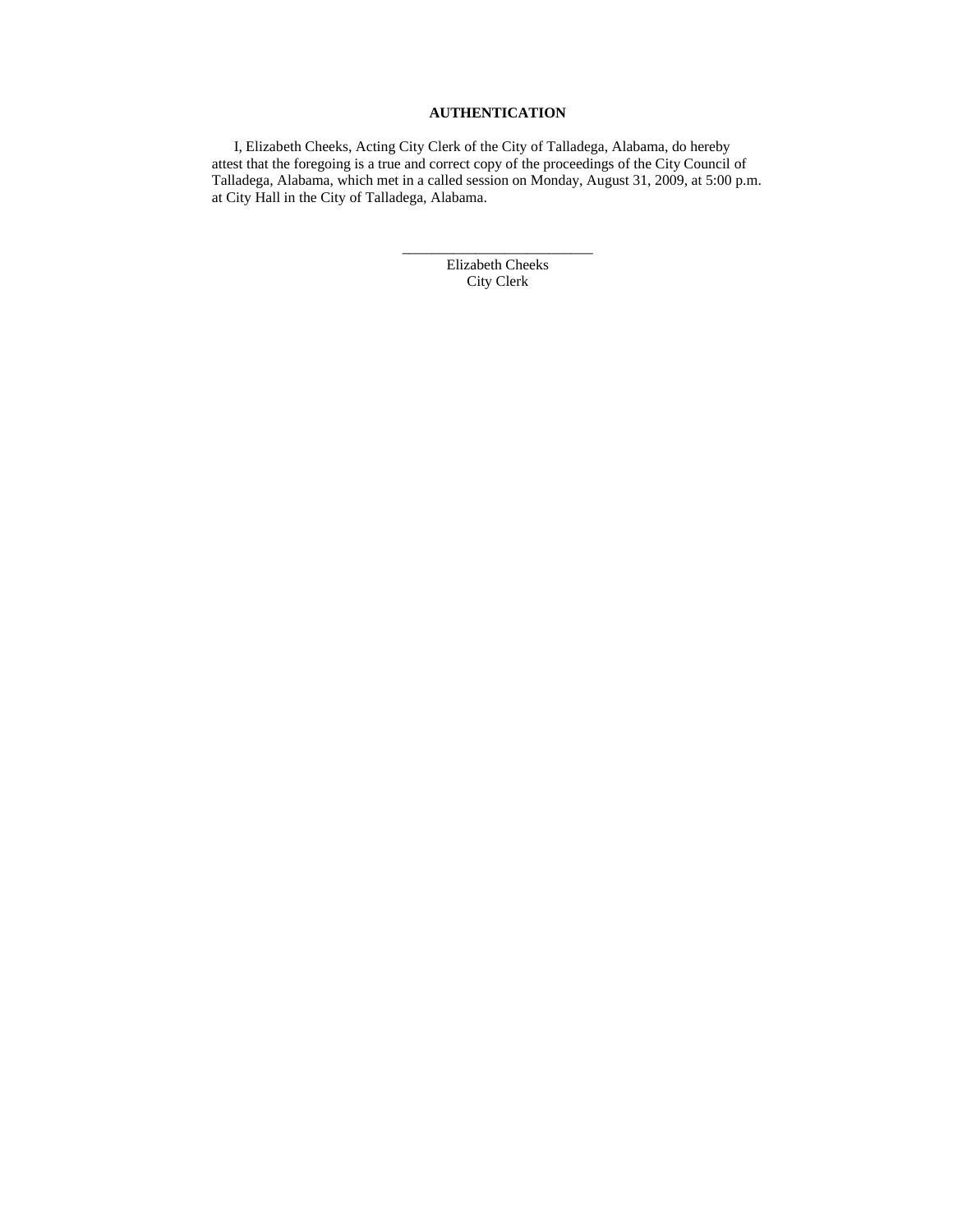**AUTHENTICATION**

I, Elizabeth Cheeks, Acting City Clerk of the City of Talladega, Alabama, do hereby attest that the foregoing is a true and correct copy of the proceedings of the City Council of Talladega, Alabama, which met in a called session on Monday, August 31, 2009, at 5:00 p.m. at City Hall in the City of Talladega, Alabama.

___________________________

Elizabeth Cheeks
City Clerk